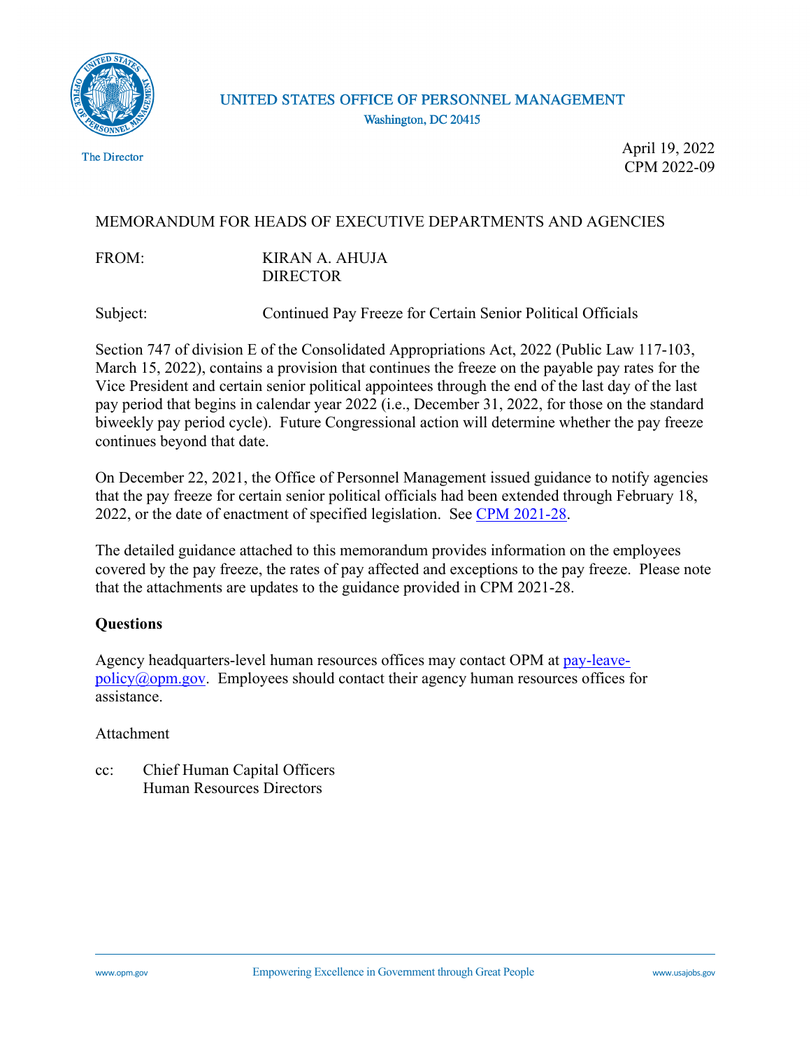UNITED STATES OFFICE OF PERSONNEL MANAGEMENT
Washington, DC 20415

The Director

April 19, 2022
CPM 2022-09

MEMORANDUM FOR HEADS OF EXECUTIVE DEPARTMENTS AND AGENCIES

FROM: KIRAN A. AHUJA
DIRECTOR

Subject: Continued Pay Freeze for Certain Senior Political Officials

Section 747 of division E of the Consolidated Appropriations Act, 2022 (Public Law 117-103, March 15, 2022), contains a provision that continues the freeze on the payable pay rates for the Vice President and certain senior political appointees through the end of the last day of the last pay period that begins in calendar year 2022 (i.e., December 31, 2022, for those on the standard biweekly pay period cycle). Future Congressional action will determine whether the pay freeze continues beyond that date.

On December 22, 2021, the Office of Personnel Management issued guidance to notify agencies that the pay freeze for certain senior political officials had been extended through February 18, 2022, or the date of enactment of specified legislation. See CPM 2021-28.

The detailed guidance attached to this memorandum provides information on the employees covered by the pay freeze, the rates of pay affected and exceptions to the pay freeze. Please note that the attachments are updates to the guidance provided in CPM 2021-28.

**Questions**

Agency headquarters-level human resources offices may contact OPM at pay-leave-policy@opm.gov. Employees should contact their agency human resources offices for assistance.

Attachment

cc: Chief Human Capital Officers
Human Resources Directors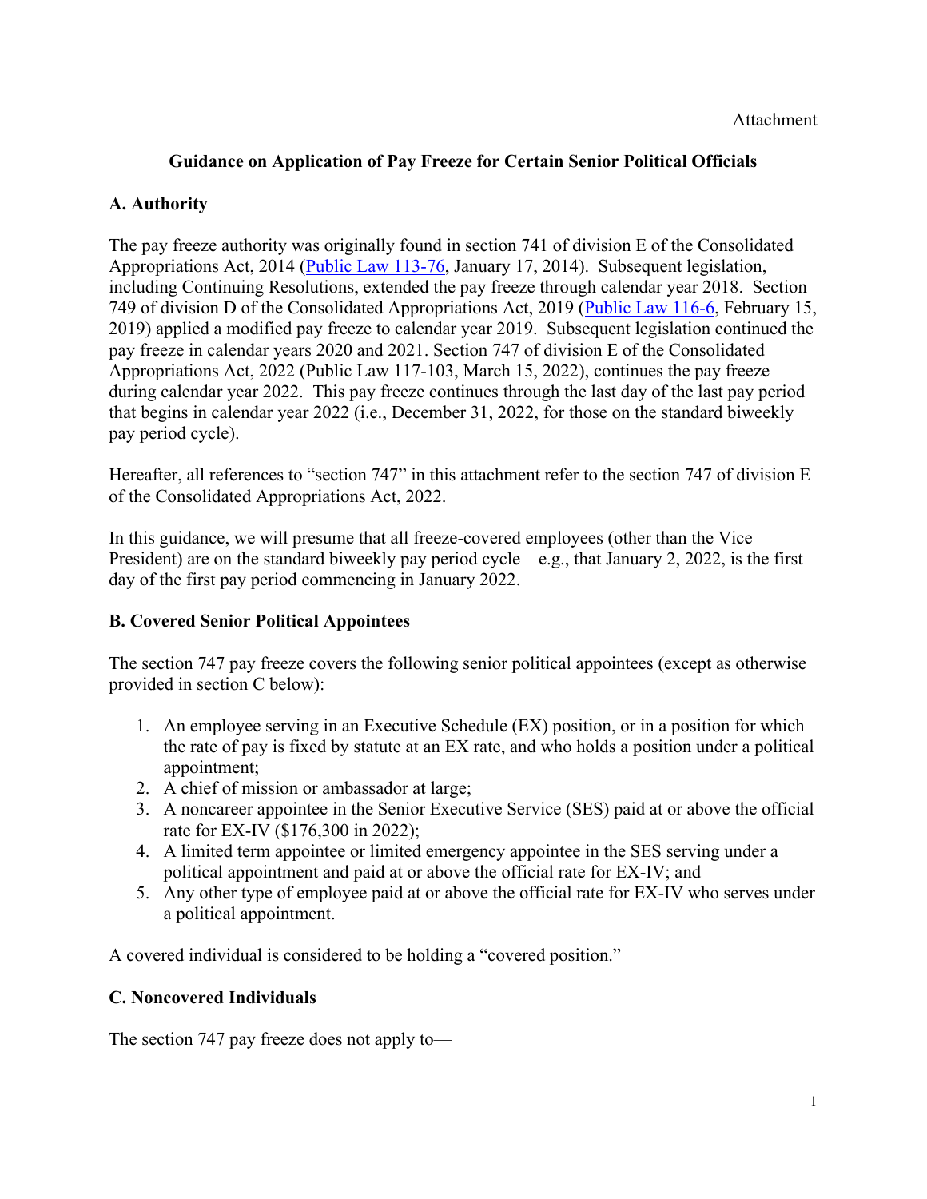Attachment

## Guidance on Application of Pay Freeze for Certain Senior Political Officials

### A. Authority

The pay freeze authority was originally found in section 741 of division E of the Consolidated Appropriations Act, 2014 ([Public Law 113-76](#), January 17, 2014). Subsequent legislation, including Continuing Resolutions, extended the pay freeze through calendar year 2018. Section 749 of division D of the Consolidated Appropriations Act, 2019 ([Public Law 116-6](#), February 15, 2019) applied a modified pay freeze to calendar year 2019. Subsequent legislation continued the pay freeze in calendar years 2020 and 2021. Section 747 of division E of the Consolidated Appropriations Act, 2022 (Public Law 117-103, March 15, 2022), continues the pay freeze during calendar year 2022. This pay freeze continues through the last day of the last pay period that begins in calendar year 2022 (i.e., December 31, 2022, for those on the standard biweekly pay period cycle).

Hereafter, all references to "section 747" in this attachment refer to the section 747 of division E of the Consolidated Appropriations Act, 2022.

In this guidance, we will presume that all freeze-covered employees (other than the Vice President) are on the standard biweekly pay period cycle—e.g., that January 2, 2022, is the first day of the first pay period commencing in January 2022.

### B. Covered Senior Political Appointees

The section 747 pay freeze covers the following senior political appointees (except as otherwise provided in section C below):

1. An employee serving in an Executive Schedule (EX) position, or in a position for which the rate of pay is fixed by statute at an EX rate, and who holds a position under a political appointment;
2. A chief of mission or ambassador at large;
3. A noncareer appointee in the Senior Executive Service (SES) paid at or above the official rate for EX-IV ($176,300 in 2022);
4. A limited term appointee or limited emergency appointee in the SES serving under a political appointment and paid at or above the official rate for EX-IV; and
5. Any other type of employee paid at or above the official rate for EX-IV who serves under a political appointment.

A covered individual is considered to be holding a "covered position."

### C. Noncovered Individuals

The section 747 pay freeze does not apply to—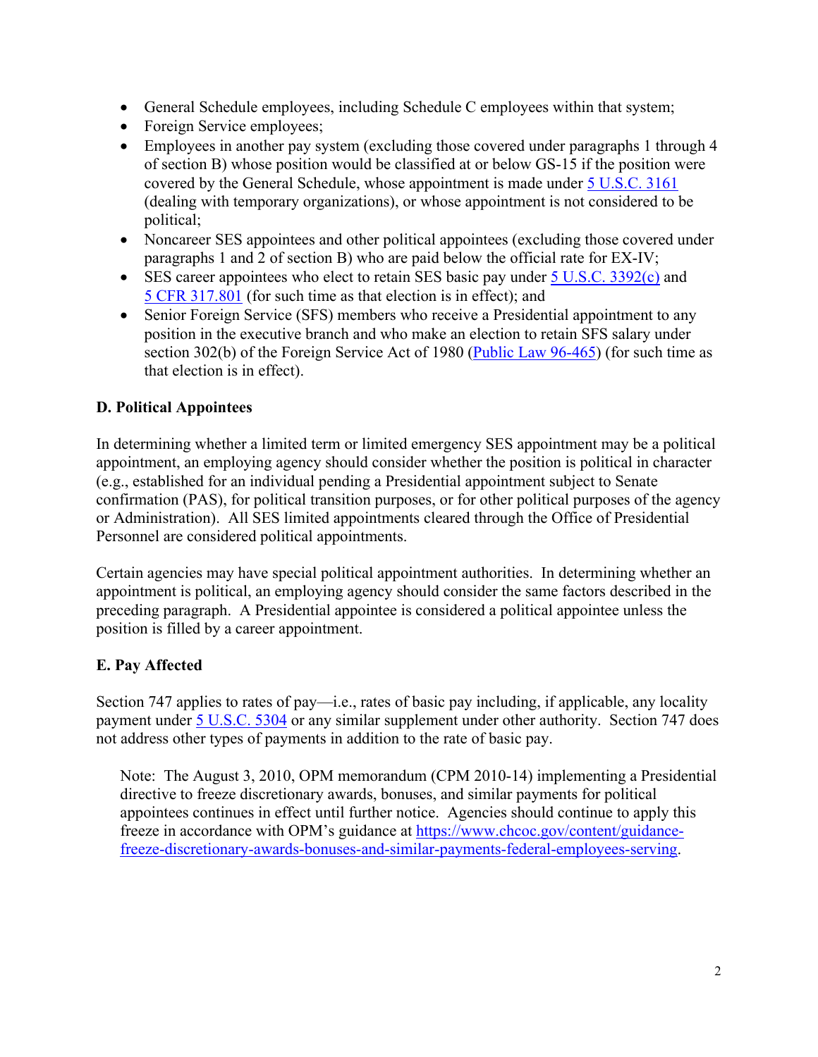- General Schedule employees, including Schedule C employees within that system;
- Foreign Service employees;
- Employees in another pay system (excluding those covered under paragraphs 1 through 4 of section B) whose position would be classified at or below GS-15 if the position were covered by the General Schedule, whose appointment is made under [5 U.S.C. 3161](#) (dealing with temporary organizations), or whose appointment is not considered to be political;
- Noncareer SES appointees and other political appointees (excluding those covered under paragraphs 1 and 2 of section B) who are paid below the official rate for EX-IV;
- SES career appointees who elect to retain SES basic pay under [5 U.S.C. 3392(c)](#) and [5 CFR 317.801](#) (for such time as that election is in effect); and
- Senior Foreign Service (SFS) members who receive a Presidential appointment to any position in the executive branch and who make an election to retain SFS salary under section 302(b) of the Foreign Service Act of 1980 ([Public Law 96-465](#)) (for such time as that election is in effect).

**D. Political Appointees**

In determining whether a limited term or limited emergency SES appointment may be a political appointment, an employing agency should consider whether the position is political in character (e.g., established for an individual pending a Presidential appointment subject to Senate confirmation (PAS), for political transition purposes, or for other political purposes of the agency or Administration). All SES limited appointments cleared through the Office of Presidential Personnel are considered political appointments.

Certain agencies may have special political appointment authorities. In determining whether an appointment is political, an employing agency should consider the same factors described in the preceding paragraph. A Presidential appointee is considered a political appointee unless the position is filled by a career appointment.

**E. Pay Affected**

Section 747 applies to rates of pay—i.e., rates of basic pay including, if applicable, any locality payment under [5 U.S.C. 5304](#) or any similar supplement under other authority. Section 747 does not address other types of payments in addition to the rate of basic pay.

> Note: The August 3, 2010, OPM memorandum (CPM 2010-14) implementing a Presidential directive to freeze discretionary awards, bonuses, and similar payments for political appointees continues in effect until further notice. Agencies should continue to apply this freeze in accordance with OPM's guidance at [https://www.chcoc.gov/content/guidance-freeze-discretionary-awards-bonuses-and-similar-payments-federal-employees-serving](https://www.chcoc.gov/content/guidance-freeze-discretionary-awards-bonuses-and-similar-payments-federal-employees-serving).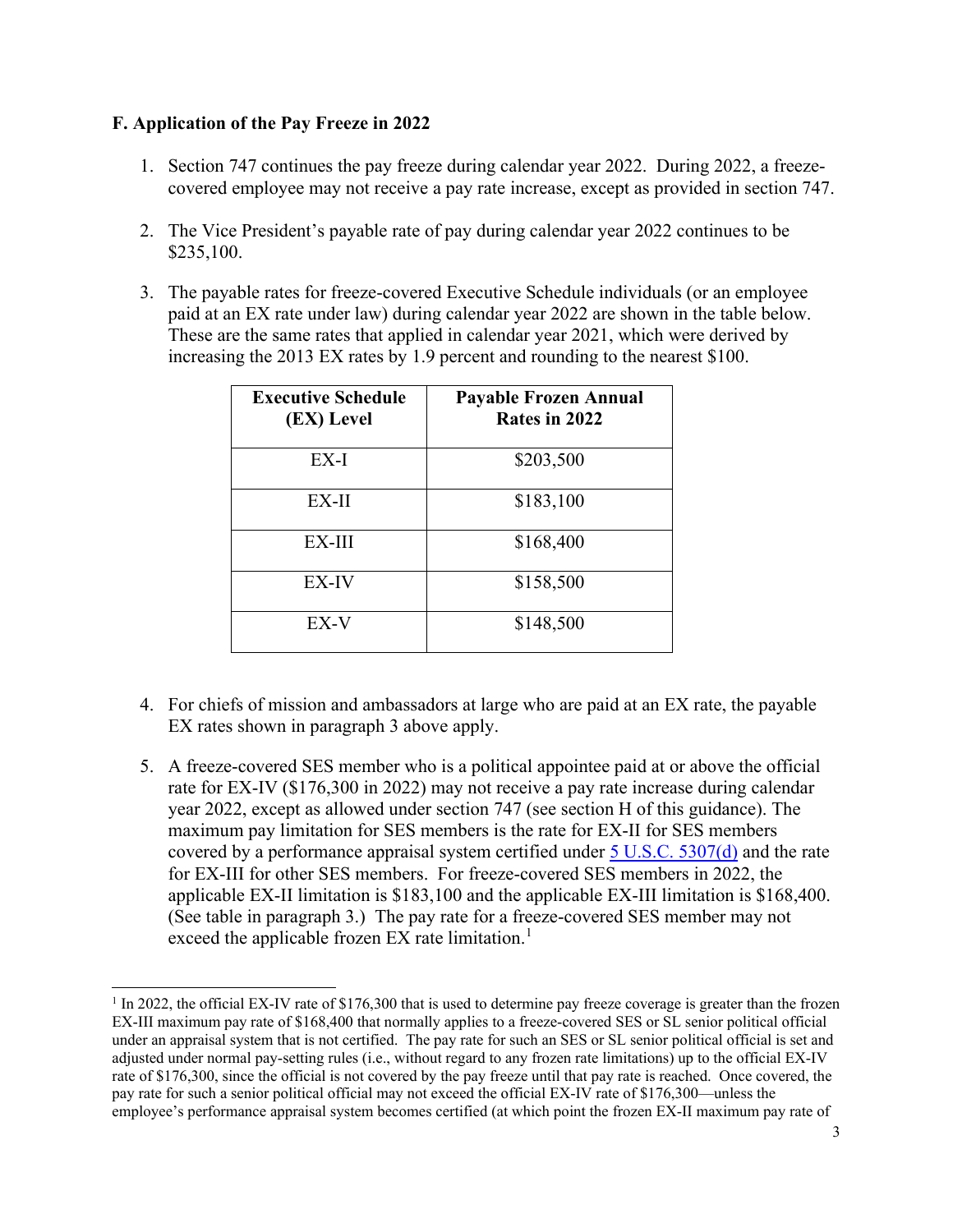### F. Application of the Pay Freeze in 2022

1. Section 747 continues the pay freeze during calendar year 2022. During 2022, a freeze-covered employee may not receive a pay rate increase, except as provided in section 747.

2. The Vice President's payable rate of pay during calendar year 2022 continues to be $235,100.

3. The payable rates for freeze-covered Executive Schedule individuals (or an employee paid at an EX rate under law) during calendar year 2022 are shown in the table below. These are the same rates that applied in calendar year 2021, which were derived by increasing the 2013 EX rates by 1.9 percent and rounding to the nearest $100.

| Executive Schedule (EX) Level | Payable Frozen Annual Rates in 2022 |
|---|---|
| EX-I | $203,500 |
| EX-II | $183,100 |
| EX-III | $168,400 |
| EX-IV | $158,500 |
| EX-V | $148,500 |

4. For chiefs of mission and ambassadors at large who are paid at an EX rate, the payable EX rates shown in paragraph 3 above apply.

5. A freeze-covered SES member who is a political appointee paid at or above the official rate for EX-IV ($176,300 in 2022) may not receive a pay rate increase during calendar year 2022, except as allowed under section 747 (see section H of this guidance). The maximum pay limitation for SES members is the rate for EX-II for SES members covered by a performance appraisal system certified under [5 U.S.C. 5307(d)](https://www.govinfo.gov) and the rate for EX-III for other SES members. For freeze-covered SES members in 2022, the applicable EX-II limitation is $183,100 and the applicable EX-III limitation is $168,400. (See table in paragraph 3.) The pay rate for a freeze-covered SES member may not exceed the applicable frozen EX rate limitation.[1]

[1] In 2022, the official EX-IV rate of $176,300 that is used to determine pay freeze coverage is greater than the frozen EX-III maximum pay rate of $168,400 that normally applies to a freeze-covered SES or SL senior political official under an appraisal system that is not certified. The pay rate for such an SES or SL senior political official is set and adjusted under normal pay-setting rules (i.e., without regard to any frozen rate limitations) up to the official EX-IV rate of $176,300, since the official is not covered by the pay freeze until that pay rate is reached. Once covered, the pay rate for such a senior political official may not exceed the official EX-IV rate of $176,300—unless the employee's performance appraisal system becomes certified (at which point the frozen EX-II maximum pay rate of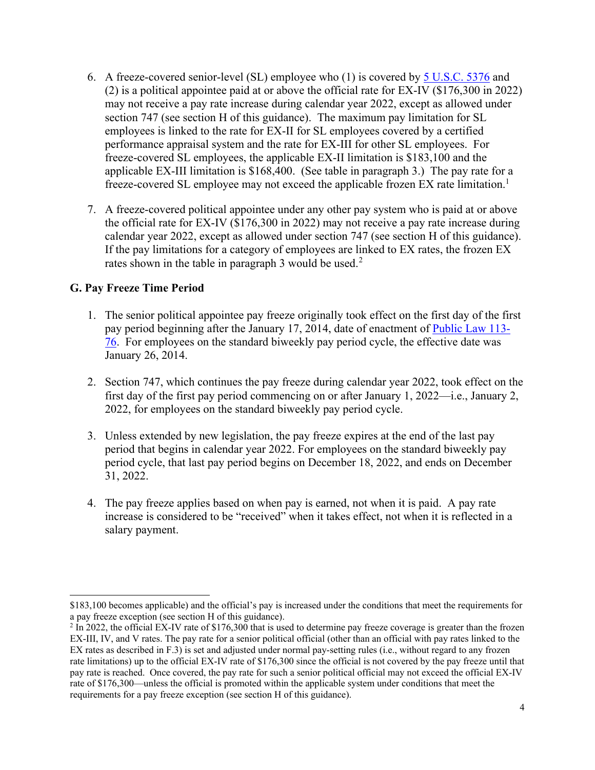6. A freeze-covered senior-level (SL) employee who (1) is covered by [5 U.S.C. 5376](#) and (2) is a political appointee paid at or above the official rate for EX-IV ($176,300 in 2022) may not receive a pay rate increase during calendar year 2022, except as allowed under section 747 (see section H of this guidance). The maximum pay limitation for SL employees is linked to the rate for EX-II for SL employees covered by a certified performance appraisal system and the rate for EX-III for other SL employees. For freeze-covered SL employees, the applicable EX-II limitation is $183,100 and the applicable EX-III limitation is $168,400. (See table in paragraph 3.) The pay rate for a freeze-covered SL employee may not exceed the applicable frozen EX rate limitation.[1]

7. A freeze-covered political appointee under any other pay system who is paid at or above the official rate for EX-IV ($176,300 in 2022) may not receive a pay rate increase during calendar year 2022, except as allowed under section 747 (see section H of this guidance). If the pay limitations for a category of employees are linked to EX rates, the frozen EX rates shown in the table in paragraph 3 would be used.[2]

## G. Pay Freeze Time Period

1. The senior political appointee pay freeze originally took effect on the first day of the first pay period beginning after the January 17, 2014, date of enactment of [Public Law 113-76](#). For employees on the standard biweekly pay period cycle, the effective date was January 26, 2014.

2. Section 747, which continues the pay freeze during calendar year 2022, took effect on the first day of the first pay period commencing on or after January 1, 2022—i.e., January 2, 2022, for employees on the standard biweekly pay period cycle.

3. Unless extended by new legislation, the pay freeze expires at the end of the last pay period that begins in calendar year 2022. For employees on the standard biweekly pay period cycle, that last pay period begins on December 18, 2022, and ends on December 31, 2022.

4. The pay freeze applies based on when pay is earned, not when it is paid. A pay rate increase is considered to be "received" when it takes effect, not when it is reflected in a salary payment.

---

$183,100 becomes applicable) and the official's pay is increased under the conditions that meet the requirements for a pay freeze exception (see section H of this guidance).

[2] In 2022, the official EX-IV rate of $176,300 that is used to determine pay freeze coverage is greater than the frozen EX-III, IV, and V rates. The pay rate for a senior political official (other than an official with pay rates linked to the EX rates as described in F.3) is set and adjusted under normal pay-setting rules (i.e., without regard to any frozen rate limitations) up to the official EX-IV rate of $176,300 since the official is not covered by the pay freeze until that pay rate is reached. Once covered, the pay rate for such a senior political official may not exceed the official EX-IV rate of $176,300—unless the official is promoted within the applicable system under conditions that meet the requirements for a pay freeze exception (see section H of this guidance).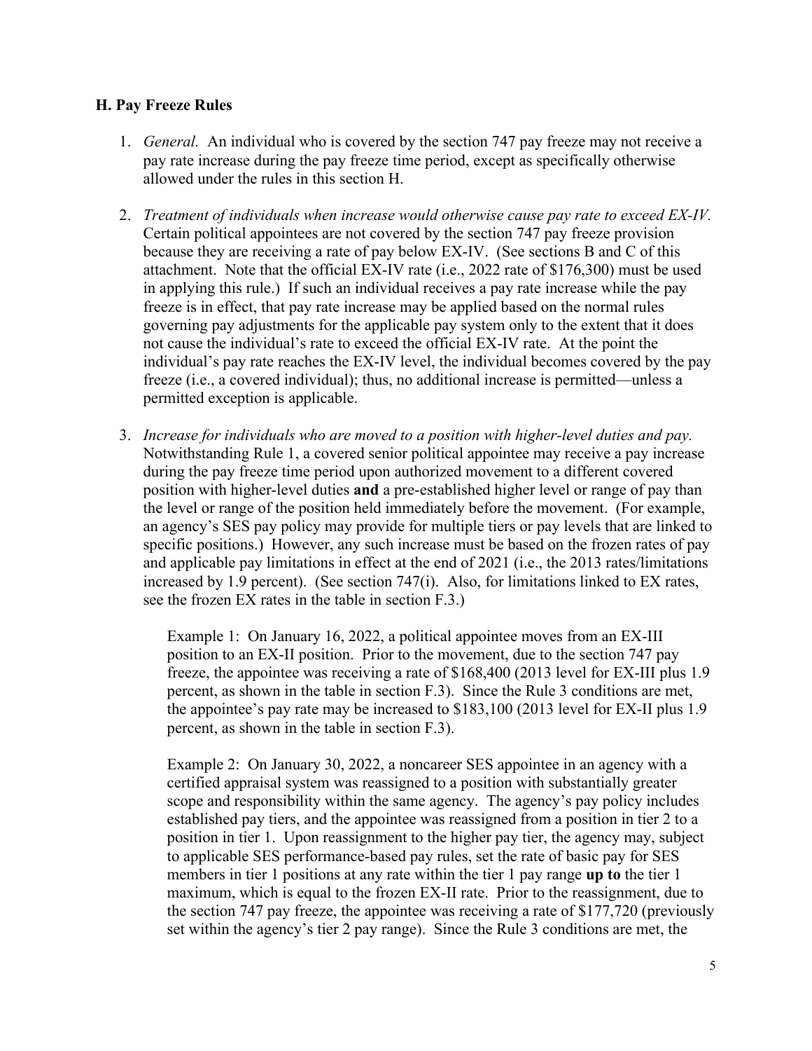### H. Pay Freeze Rules

1. *General.* An individual who is covered by the section 747 pay freeze may not receive a pay rate increase during the pay freeze time period, except as specifically otherwise allowed under the rules in this section H.

2. *Treatment of individuals when increase would otherwise cause pay rate to exceed EX-IV.* Certain political appointees are not covered by the section 747 pay freeze provision because they are receiving a rate of pay below EX-IV. (See sections B and C of this attachment. Note that the official EX-IV rate (i.e., 2022 rate of $176,300) must be used in applying this rule.) If such an individual receives a pay rate increase while the pay freeze is in effect, that pay rate increase may be applied based on the normal rules governing pay adjustments for the applicable pay system only to the extent that it does not cause the individual's rate to exceed the official EX-IV rate. At the point the individual's pay rate reaches the EX-IV level, the individual becomes covered by the pay freeze (i.e., a covered individual); thus, no additional increase is permitted—unless a permitted exception is applicable.

3. *Increase for individuals who are moved to a position with higher-level duties and pay.* Notwithstanding Rule 1, a covered senior political appointee may receive a pay increase during the pay freeze time period upon authorized movement to a different covered position with higher-level duties **and** a pre-established higher level or range of pay than the level or range of the position held immediately before the movement. (For example, an agency's SES pay policy may provide for multiple tiers or pay levels that are linked to specific positions.) However, any such increase must be based on the frozen rates of pay and applicable pay limitations in effect at the end of 2021 (i.e., the 2013 rates/limitations increased by 1.9 percent). (See section 747(i). Also, for limitations linked to EX rates, see the frozen EX rates in the table in section F.3.)

   Example 1: On January 16, 2022, a political appointee moves from an EX-III position to an EX-II position. Prior to the movement, due to the section 747 pay freeze, the appointee was receiving a rate of $168,400 (2013 level for EX-III plus 1.9 percent, as shown in the table in section F.3). Since the Rule 3 conditions are met, the appointee's pay rate may be increased to $183,100 (2013 level for EX-II plus 1.9 percent, as shown in the table in section F.3).

   Example 2: On January 30, 2022, a noncareer SES appointee in an agency with a certified appraisal system was reassigned to a position with substantially greater scope and responsibility within the same agency. The agency's pay policy includes established pay tiers, and the appointee was reassigned from a position in tier 2 to a position in tier 1. Upon reassignment to the higher pay tier, the agency may, subject to applicable SES performance-based pay rules, set the rate of basic pay for SES members in tier 1 positions at any rate within the tier 1 pay range **up to** the tier 1 maximum, which is equal to the frozen EX-II rate. Prior to the reassignment, due to the section 747 pay freeze, the appointee was receiving a rate of $177,720 (previously set within the agency's tier 2 pay range). Since the Rule 3 conditions are met, the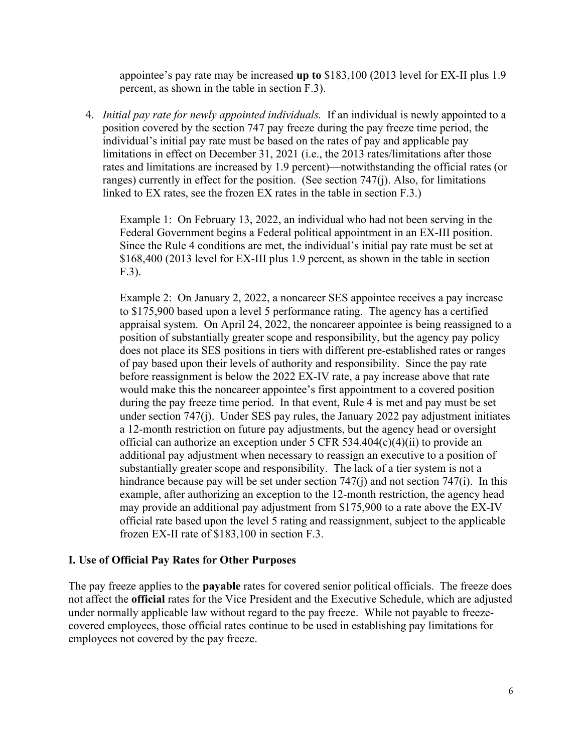appointee's pay rate may be increased **up to** \$183,100 (2013 level for EX-II plus 1.9 percent, as shown in the table in section F.3).

4. *Initial pay rate for newly appointed individuals.* If an individual is newly appointed to a position covered by the section 747 pay freeze during the pay freeze time period, the individual's initial pay rate must be based on the rates of pay and applicable pay limitations in effect on December 31, 2021 (i.e., the 2013 rates/limitations after those rates and limitations are increased by 1.9 percent)—notwithstanding the official rates (or ranges) currently in effect for the position. (See section 747(j). Also, for limitations linked to EX rates, see the frozen EX rates in the table in section F.3.)

   Example 1: On February 13, 2022, an individual who had not been serving in the Federal Government begins a Federal political appointment in an EX-III position. Since the Rule 4 conditions are met, the individual's initial pay rate must be set at \$168,400 (2013 level for EX-III plus 1.9 percent, as shown in the table in section F.3).

   Example 2: On January 2, 2022, a noncareer SES appointee receives a pay increase to \$175,900 based upon a level 5 performance rating. The agency has a certified appraisal system. On April 24, 2022, the noncareer appointee is being reassigned to a position of substantially greater scope and responsibility, but the agency pay policy does not place its SES positions in tiers with different pre-established rates or ranges of pay based upon their levels of authority and responsibility. Since the pay rate before reassignment is below the 2022 EX-IV rate, a pay increase above that rate would make this the noncareer appointee's first appointment to a covered position during the pay freeze time period. In that event, Rule 4 is met and pay must be set under section 747(j). Under SES pay rules, the January 2022 pay adjustment initiates a 12-month restriction on future pay adjustments, but the agency head or oversight official can authorize an exception under 5 CFR 534.404(c)(4)(ii) to provide an additional pay adjustment when necessary to reassign an executive to a position of substantially greater scope and responsibility. The lack of a tier system is not a hindrance because pay will be set under section 747(j) and not section 747(i). In this example, after authorizing an exception to the 12-month restriction, the agency head may provide an additional pay adjustment from \$175,900 to a rate above the EX-IV official rate based upon the level 5 rating and reassignment, subject to the applicable frozen EX-II rate of \$183,100 in section F.3.

**I. Use of Official Pay Rates for Other Purposes**

The pay freeze applies to the **payable** rates for covered senior political officials. The freeze does not affect the **official** rates for the Vice President and the Executive Schedule, which are adjusted under normally applicable law without regard to the pay freeze. While not payable to freeze-covered employees, those official rates continue to be used in establishing pay limitations for employees not covered by the pay freeze.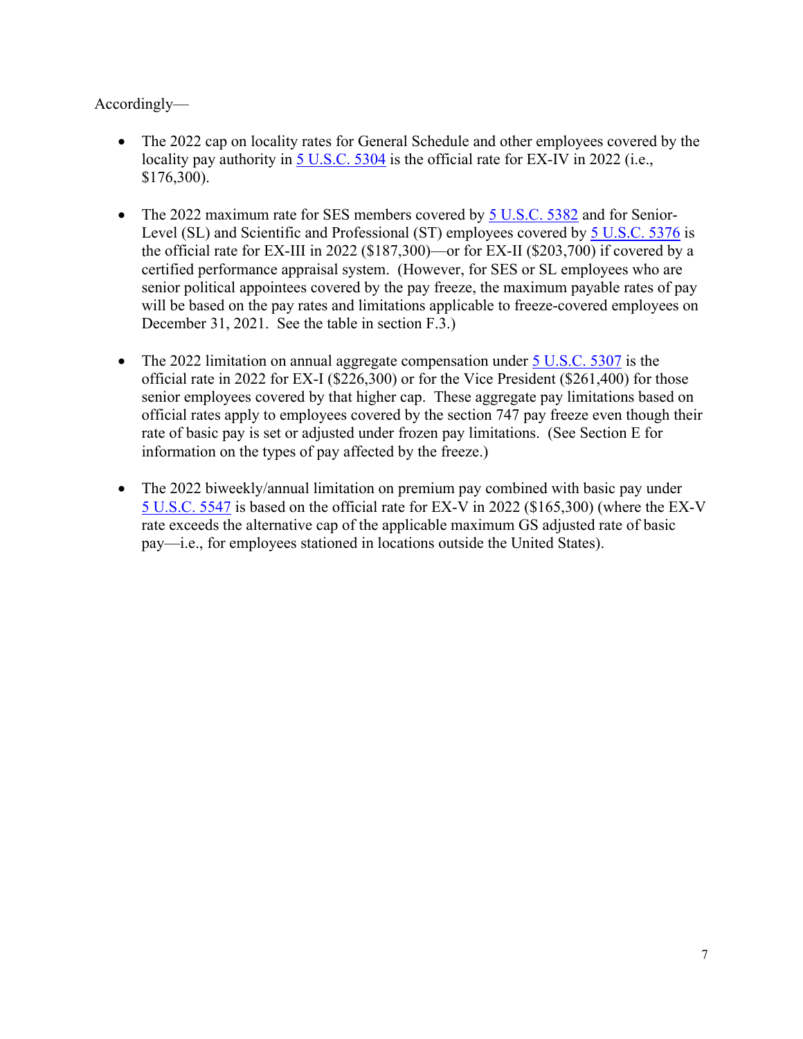Accordingly—

- The 2022 cap on locality rates for General Schedule and other employees covered by the locality pay authority in [5 U.S.C. 5304](5 U.S.C. 5304) is the official rate for EX-IV in 2022 (i.e., $176,300).

- The 2022 maximum rate for SES members covered by [5 U.S.C. 5382](5 U.S.C. 5382) and for Senior-Level (SL) and Scientific and Professional (ST) employees covered by [5 U.S.C. 5376](5 U.S.C. 5376) is the official rate for EX-III in 2022 ($187,300)—or for EX-II ($203,700) if covered by a certified performance appraisal system. (However, for SES or SL employees who are senior political appointees covered by the pay freeze, the maximum payable rates of pay will be based on the pay rates and limitations applicable to freeze-covered employees on December 31, 2021. See the table in section F.3.)

- The 2022 limitation on annual aggregate compensation under [5 U.S.C. 5307](5 U.S.C. 5307) is the official rate in 2022 for EX-I ($226,300) or for the Vice President ($261,400) for those senior employees covered by that higher cap. These aggregate pay limitations based on official rates apply to employees covered by the section 747 pay freeze even though their rate of basic pay is set or adjusted under frozen pay limitations. (See Section E for information on the types of pay affected by the freeze.)

- The 2022 biweekly/annual limitation on premium pay combined with basic pay under [5 U.S.C. 5547](5 U.S.C. 5547) is based on the official rate for EX-V in 2022 ($165,300) (where the EX-V rate exceeds the alternative cap of the applicable maximum GS adjusted rate of basic pay—i.e., for employees stationed in locations outside the United States).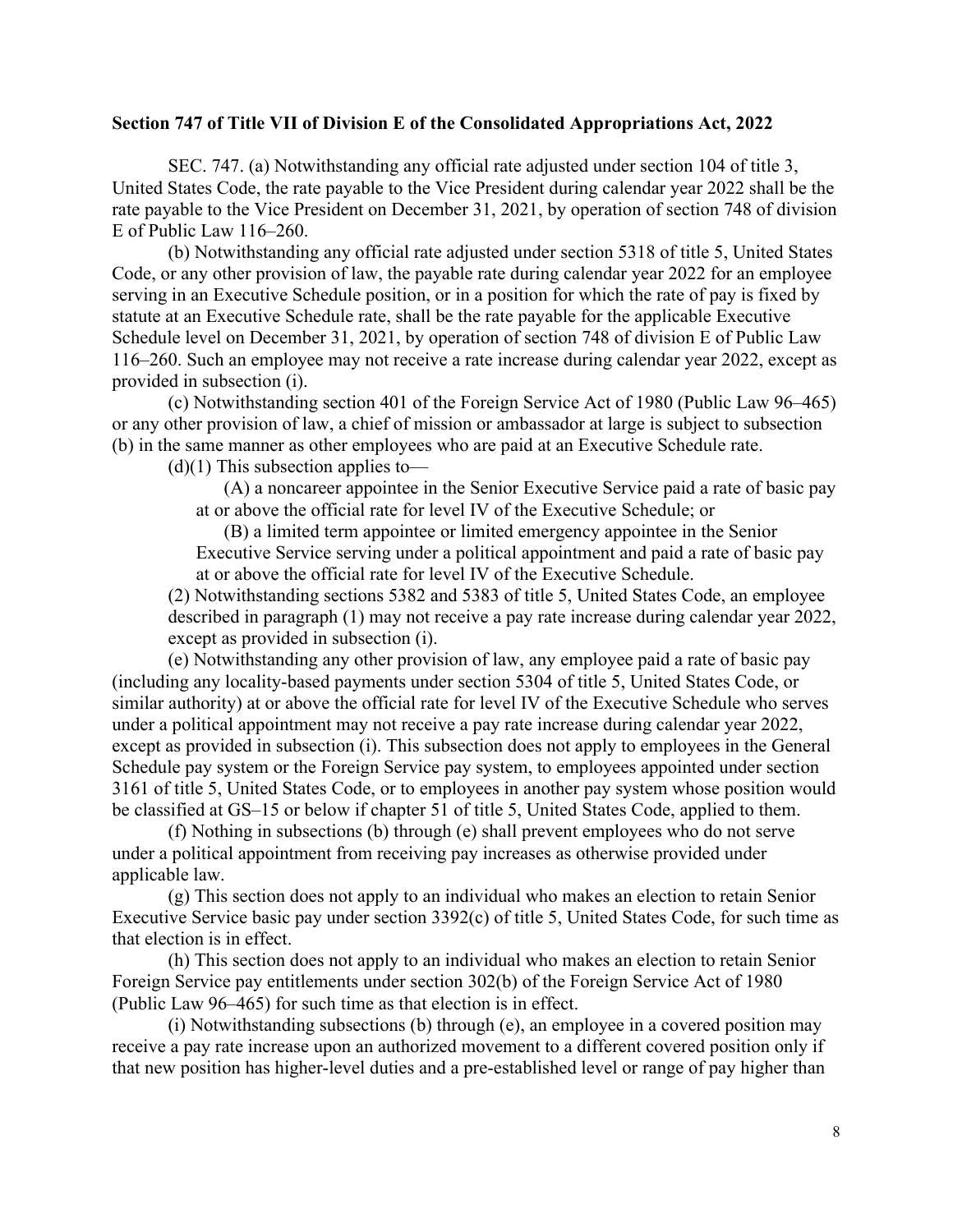**Section 747 of Title VII of Division E of the Consolidated Appropriations Act, 2022**

SEC. 747. (a) Notwithstanding any official rate adjusted under section 104 of title 3, United States Code, the rate payable to the Vice President during calendar year 2022 shall be the rate payable to the Vice President on December 31, 2021, by operation of section 748 of division E of Public Law 116–260.

(b) Notwithstanding any official rate adjusted under section 5318 of title 5, United States Code, or any other provision of law, the payable rate during calendar year 2022 for an employee serving in an Executive Schedule position, or in a position for which the rate of pay is fixed by statute at an Executive Schedule rate, shall be the rate payable for the applicable Executive Schedule level on December 31, 2021, by operation of section 748 of division E of Public Law 116–260. Such an employee may not receive a rate increase during calendar year 2022, except as provided in subsection (i).

(c) Notwithstanding section 401 of the Foreign Service Act of 1980 (Public Law 96–465) or any other provision of law, a chief of mission or ambassador at large is subject to subsection (b) in the same manner as other employees who are paid at an Executive Schedule rate.

(d)(1) This subsection applies to—

(A) a noncareer appointee in the Senior Executive Service paid a rate of basic pay at or above the official rate for level IV of the Executive Schedule; or

(B) a limited term appointee or limited emergency appointee in the Senior Executive Service serving under a political appointment and paid a rate of basic pay at or above the official rate for level IV of the Executive Schedule.

(2) Notwithstanding sections 5382 and 5383 of title 5, United States Code, an employee described in paragraph (1) may not receive a pay rate increase during calendar year 2022, except as provided in subsection (i).

(e) Notwithstanding any other provision of law, any employee paid a rate of basic pay (including any locality-based payments under section 5304 of title 5, United States Code, or similar authority) at or above the official rate for level IV of the Executive Schedule who serves under a political appointment may not receive a pay rate increase during calendar year 2022, except as provided in subsection (i). This subsection does not apply to employees in the General Schedule pay system or the Foreign Service pay system, to employees appointed under section 3161 of title 5, United States Code, or to employees in another pay system whose position would be classified at GS–15 or below if chapter 51 of title 5, United States Code, applied to them.

(f) Nothing in subsections (b) through (e) shall prevent employees who do not serve under a political appointment from receiving pay increases as otherwise provided under applicable law.

(g) This section does not apply to an individual who makes an election to retain Senior Executive Service basic pay under section 3392(c) of title 5, United States Code, for such time as that election is in effect.

(h) This section does not apply to an individual who makes an election to retain Senior Foreign Service pay entitlements under section 302(b) of the Foreign Service Act of 1980 (Public Law 96–465) for such time as that election is in effect.

(i) Notwithstanding subsections (b) through (e), an employee in a covered position may receive a pay rate increase upon an authorized movement to a different covered position only if that new position has higher-level duties and a pre-established level or range of pay higher than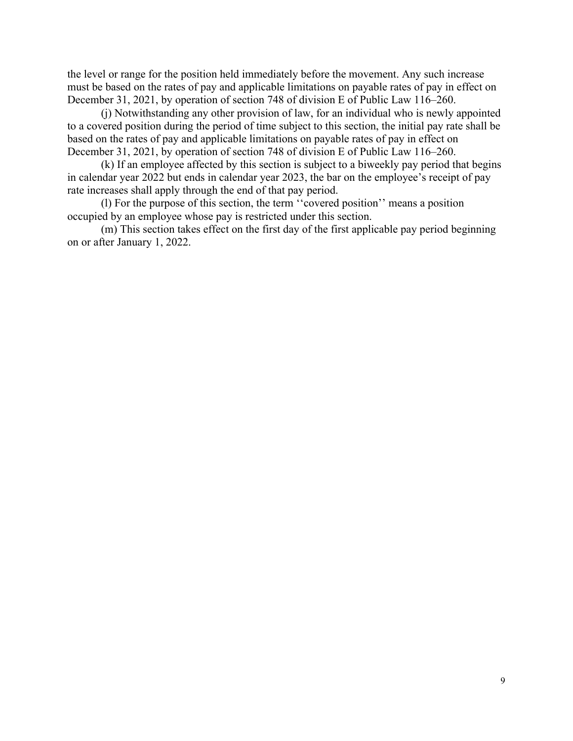the level or range for the position held immediately before the movement. Any such increase must be based on the rates of pay and applicable limitations on payable rates of pay in effect on December 31, 2021, by operation of section 748 of division E of Public Law 116–260.

(j) Notwithstanding any other provision of law, for an individual who is newly appointed to a covered position during the period of time subject to this section, the initial pay rate shall be based on the rates of pay and applicable limitations on payable rates of pay in effect on December 31, 2021, by operation of section 748 of division E of Public Law 116–260.

(k) If an employee affected by this section is subject to a biweekly pay period that begins in calendar year 2022 but ends in calendar year 2023, the bar on the employee's receipt of pay rate increases shall apply through the end of that pay period.

(l) For the purpose of this section, the term ''covered position'' means a position occupied by an employee whose pay is restricted under this section.

(m) This section takes effect on the first day of the first applicable pay period beginning on or after January 1, 2022.